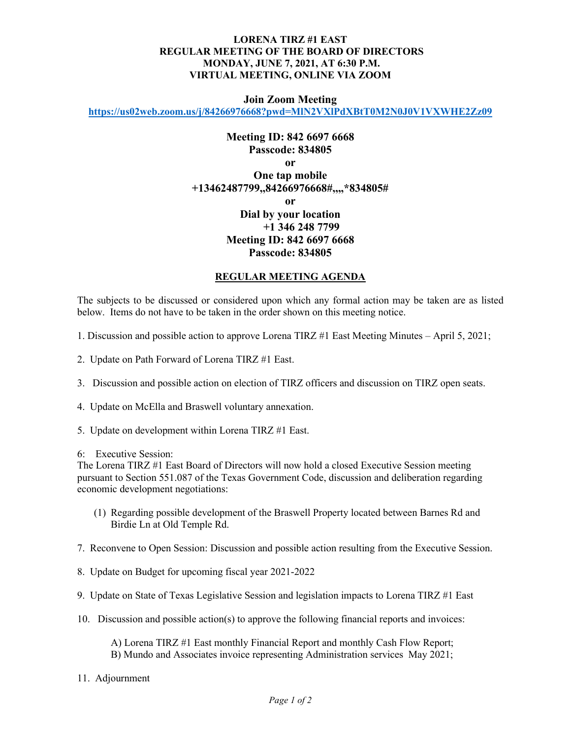**LORENA TIRZ #1 EAST**
**REGULAR MEETING OF THE BOARD OF DIRECTORS**
**MONDAY, JUNE 7, 2021, AT 6:30 P.M.**
**VIRTUAL MEETING, ONLINE VIA ZOOM**

**Join Zoom Meeting**
**https://us02web.zoom.us/j/84266976668?pwd=MlN2VXlPdXBtT0M2N0J0V1VXWHE2Zz09**

**Meeting ID: 842 6697 6668**
**Passcode: 834805**
**or**
**One tap mobile**
**+13462487799,,84266976668#,,,,*834805#**
**or**
**Dial by your location**
**+1 346 248 7799**
**Meeting ID: 842 6697 6668**
**Passcode: 834805**

## REGULAR MEETING AGENDA

The subjects to be discussed or considered upon which any formal action may be taken are as listed below. Items do not have to be taken in the order shown on this meeting notice.

1. Discussion and possible action to approve Lorena TIRZ #1 East Meeting Minutes – April 5, 2021;

2. Update on Path Forward of Lorena TIRZ #1 East.

3. Discussion and possible action on election of TIRZ officers and discussion on TIRZ open seats.

4. Update on McElla and Braswell voluntary annexation.

5. Update on development within Lorena TIRZ #1 East.

6: Executive Session:
The Lorena TIRZ #1 East Board of Directors will now hold a closed Executive Session meeting pursuant to Section 551.087 of the Texas Government Code, discussion and deliberation regarding economic development negotiations:

(1) Regarding possible development of the Braswell Property located between Barnes Rd and Birdie Ln at Old Temple Rd.

7. Reconvene to Open Session: Discussion and possible action resulting from the Executive Session.

8. Update on Budget for upcoming fiscal year 2021-2022

9. Update on State of Texas Legislative Session and legislation impacts to Lorena TIRZ #1 East

10. Discussion and possible action(s) to approve the following financial reports and invoices:

A) Lorena TIRZ #1 East monthly Financial Report and monthly Cash Flow Report;
B) Mundo and Associates invoice representing Administration services May 2021;

11. Adjournment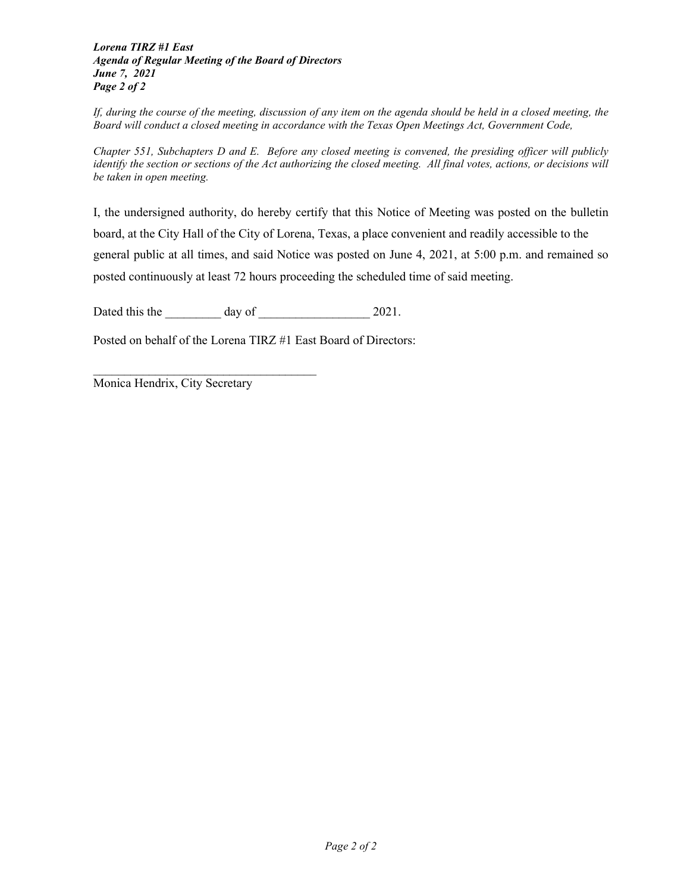*If, during the course of the meeting, discussion of any item on the agenda should be held in a closed meeting, the Board will conduct a closed meeting in accordance with the Texas Open Meetings Act, Government Code,*

*Chapter 551, Subchapters D and E. Before any closed meeting is convened, the presiding officer will publicly identify the section or sections of the Act authorizing the closed meeting. All final votes, actions, or decisions will be taken in open meeting.*

I, the undersigned authority, do hereby certify that this Notice of Meeting was posted on the bulletin board, at the City Hall of the City of Lorena, Texas, a place convenient and readily accessible to the general public at all times, and said Notice was posted on June 4, 2021, at 5:00 p.m. and remained so posted continuously at least 72 hours proceeding the scheduled time of said meeting.

Dated this the _________ day of __________________ 2021.

Posted on behalf of the Lorena TIRZ #1 East Board of Directors:

_____________________________________
Monica Hendrix, City Secretary